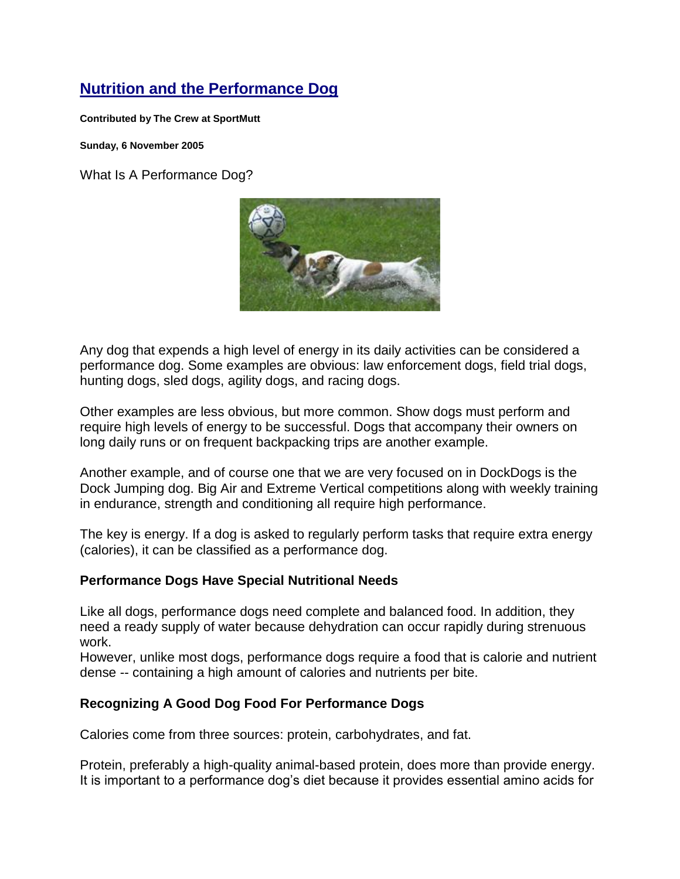# Nutrition and the Performance Dog

**Contributed by The Crew at SportMutt**

**Sunday, 6 November 2005**

What Is A Performance Dog?

Any dog that expends a high level of energy in its daily activities can be considered a performance dog. Some examples are obvious: law enforcement dogs, field trial dogs, hunting dogs, sled dogs, agility dogs, and racing dogs.

Other examples are less obvious, but more common. Show dogs must perform and require high levels of energy to be successful. Dogs that accompany their owners on long daily runs or on frequent backpacking trips are another example.

Another example, and of course one that we are very focused on in DockDogs is the Dock Jumping dog. Big Air and Extreme Vertical competitions along with weekly training in endurance, strength and conditioning all require high performance.

The key is energy. If a dog is asked to regularly perform tasks that require extra energy (calories), it can be classified as a performance dog.

### Performance Dogs Have Special Nutritional Needs

Like all dogs, performance dogs need complete and balanced food. In addition, they need a ready supply of water because dehydration can occur rapidly during strenuous work.
However, unlike most dogs, performance dogs require a food that is calorie and nutrient dense -- containing a high amount of calories and nutrients per bite.

### Recognizing A Good Dog Food For Performance Dogs

Calories come from three sources: protein, carbohydrates, and fat.

Protein, preferably a high-quality animal-based protein, does more than provide energy. It is important to a performance dog's diet because it provides essential amino acids for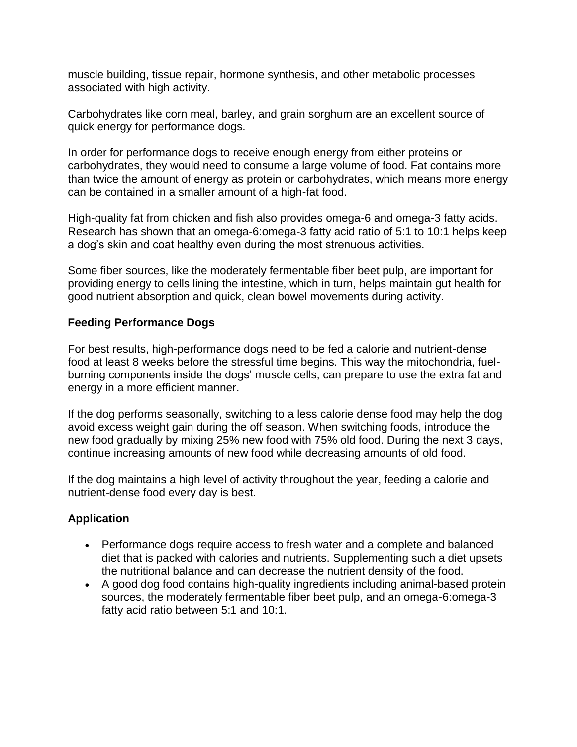muscle building, tissue repair, hormone synthesis, and other metabolic processes associated with high activity.

Carbohydrates like corn meal, barley, and grain sorghum are an excellent source of quick energy for performance dogs.

In order for performance dogs to receive enough energy from either proteins or carbohydrates, they would need to consume a large volume of food. Fat contains more than twice the amount of energy as protein or carbohydrates, which means more energy can be contained in a smaller amount of a high-fat food.

High-quality fat from chicken and fish also provides omega-6 and omega-3 fatty acids. Research has shown that an omega-6:omega-3 fatty acid ratio of 5:1 to 10:1 helps keep a dog's skin and coat healthy even during the most strenuous activities.

Some fiber sources, like the moderately fermentable fiber beet pulp, are important for providing energy to cells lining the intestine, which in turn, helps maintain gut health for good nutrient absorption and quick, clean bowel movements during activity.

### Feeding Performance Dogs

For best results, high-performance dogs need to be fed a calorie and nutrient-dense food at least 8 weeks before the stressful time begins. This way the mitochondria, fuel-burning components inside the dogs' muscle cells, can prepare to use the extra fat and energy in a more efficient manner.

If the dog performs seasonally, switching to a less calorie dense food may help the dog avoid excess weight gain during the off season. When switching foods, introduce the new food gradually by mixing 25% new food with 75% old food. During the next 3 days, continue increasing amounts of new food while decreasing amounts of old food.

If the dog maintains a high level of activity throughout the year, feeding a calorie and nutrient-dense food every day is best.

### Application

- Performance dogs require access to fresh water and a complete and balanced diet that is packed with calories and nutrients. Supplementing such a diet upsets the nutritional balance and can decrease the nutrient density of the food.
- A good dog food contains high-quality ingredients including animal-based protein sources, the moderately fermentable fiber beet pulp, and an omega-6:omega-3 fatty acid ratio between 5:1 and 10:1.